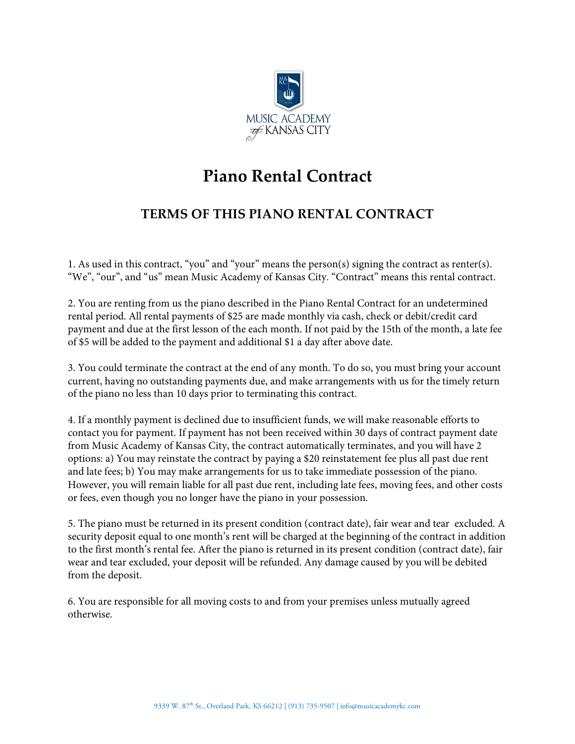MUSIC ACADEMY of KANSAS CITY

# Piano Rental Contract

## TERMS OF THIS PIANO RENTAL CONTRACT

1. As used in this contract, "you" and "your" means the person(s) signing the contract as renter(s). "We", "our", and "us" mean Music Academy of Kansas City. "Contract" means this rental contract.

2. You are renting from us the piano described in the Piano Rental Contract for an undetermined rental period. All rental payments of $25 are made monthly via cash, check or debit/credit card payment and due at the first lesson of the each month. If not paid by the 15th of the month, a late fee of $5 will be added to the payment and additional $1 a day after above date.

3. You could terminate the contract at the end of any month. To do so, you must bring your account current, having no outstanding payments due, and make arrangements with us for the timely return of the piano no less than 10 days prior to terminating this contract.

4. If a monthly payment is declined due to insufficient funds, we will make reasonable efforts to contact you for payment. If payment has not been received within 30 days of contract payment date from Music Academy of Kansas City, the contract automatically terminates, and you will have 2 options: a) You may reinstate the contract by paying a $20 reinstatement fee plus all past due rent and late fees; b) You may make arrangements for us to take immediate possession of the piano. However, you will remain liable for all past due rent, including late fees, moving fees, and other costs or fees, even though you no longer have the piano in your possession.

5. The piano must be returned in its present condition (contract date), fair wear and tear excluded. A security deposit equal to one month's rent will be charged at the beginning of the contract in addition to the first month's rental fee. After the piano is returned in its present condition (contract date), fair wear and tear excluded, your deposit will be refunded. Any damage caused by you will be debited from the deposit.

6. You are responsible for all moving costs to and from your premises unless mutually agreed otherwise.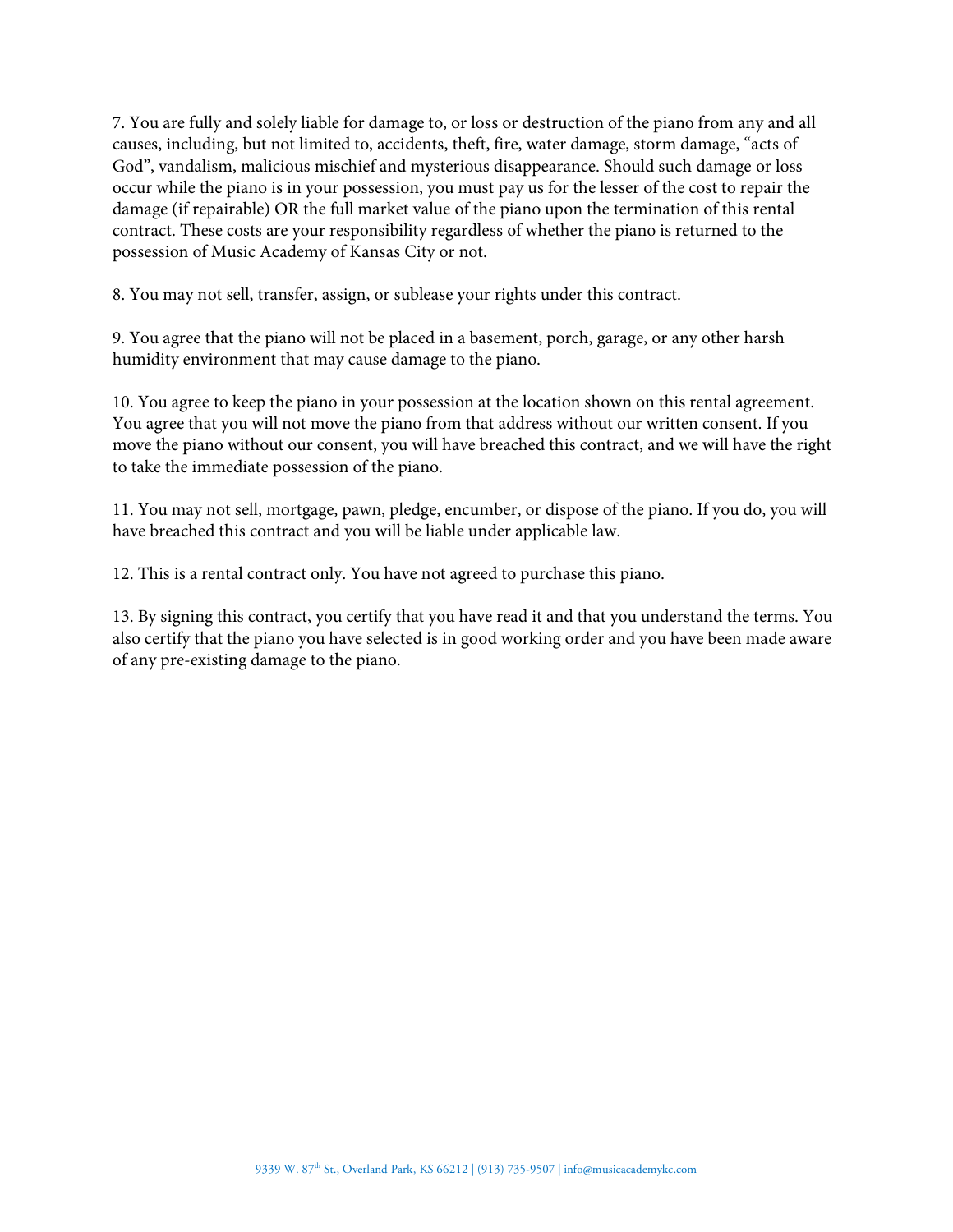7. You are fully and solely liable for damage to, or loss or destruction of the piano from any and all causes, including, but not limited to, accidents, theft, fire, water damage, storm damage, "acts of God", vandalism, malicious mischief and mysterious disappearance. Should such damage or loss occur while the piano is in your possession, you must pay us for the lesser of the cost to repair the damage (if repairable) OR the full market value of the piano upon the termination of this rental contract. These costs are your responsibility regardless of whether the piano is returned to the possession of Music Academy of Kansas City or not.

8. You may not sell, transfer, assign, or sublease your rights under this contract.

9. You agree that the piano will not be placed in a basement, porch, garage, or any other harsh humidity environment that may cause damage to the piano.

10. You agree to keep the piano in your possession at the location shown on this rental agreement. You agree that you will not move the piano from that address without our written consent. If you move the piano without our consent, you will have breached this contract, and we will have the right to take the immediate possession of the piano.

11. You may not sell, mortgage, pawn, pledge, encumber, or dispose of the piano. If you do, you will have breached this contract and you will be liable under applicable law.

12. This is a rental contract only. You have not agreed to purchase this piano.

13. By signing this contract, you certify that you have read it and that you understand the terms. You also certify that the piano you have selected is in good working order and you have been made aware of any pre-existing damage to the piano.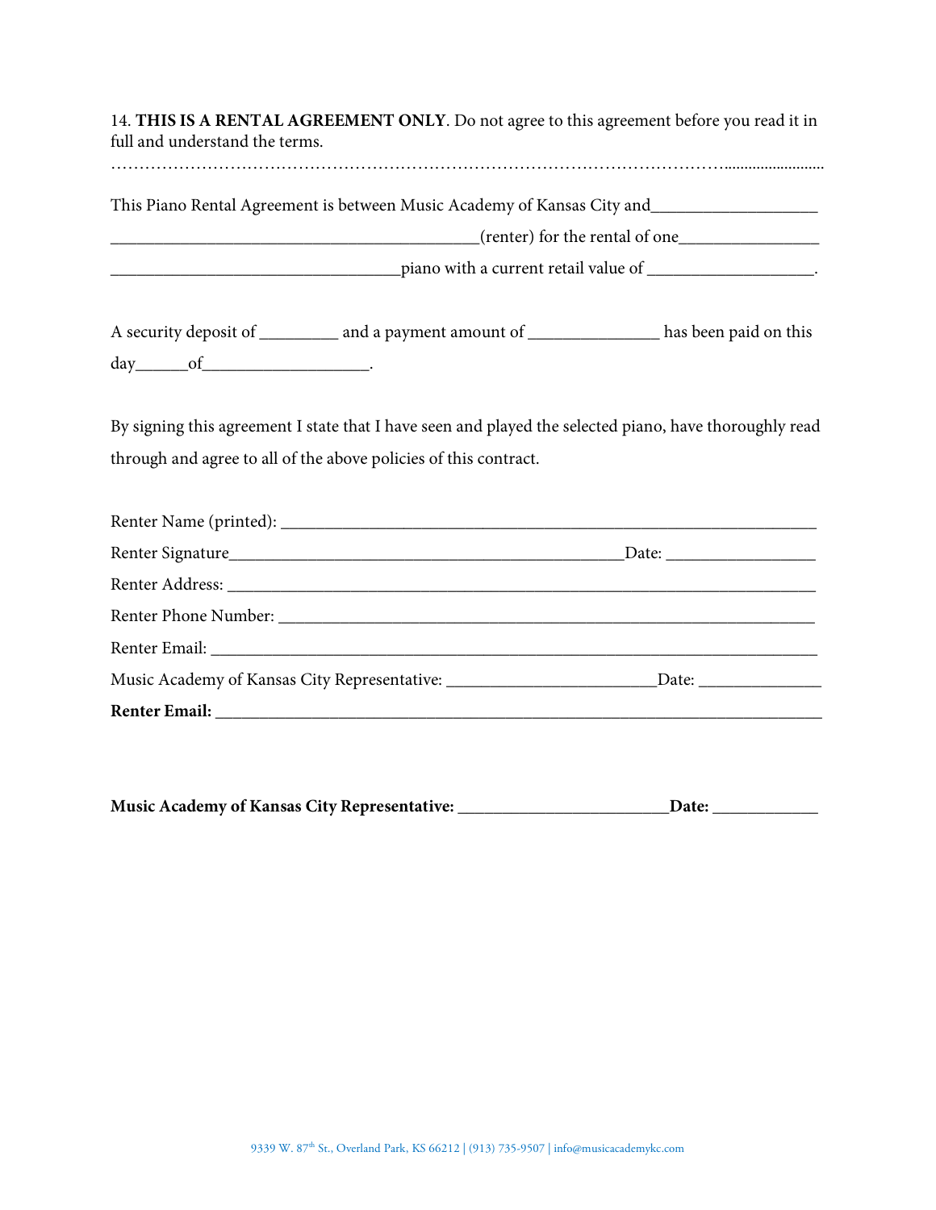14. **THIS IS A RENTAL AGREEMENT ONLY**. Do not agree to this agreement before you read it in full and understand the terms.

……………………………………………………………………………………………………….........................

This Piano Rental Agreement is between Music Academy of Kansas City and____________________ __________________________________________(renter) for the rental of one_________________ _________________________________piano with a current retail value of ____________________.

A security deposit of _________ and a payment amount of _______________ has been paid on this day______of___________________.

By signing this agreement I state that I have seen and played the selected piano, have thoroughly read through and agree to all of the above policies of this contract.

Renter Name (printed): ______________________________________________________________

Renter Signature_____________________________________________Date: _________________

Renter Address: ________________________________________________________________

Renter Phone Number: ___________________________________________________________

Renter Email: ___________________________________________________________________

Music Academy of Kansas City Representative: ________________________Date: ______________

**Renter Email:** ___________________________________________________________________

**Music Academy of Kansas City Representative:** ________________________**Date:** ____________

9339 W. 87th St., Overland Park, KS 66212 | (913) 735-9507 | info@musicacademykc.com